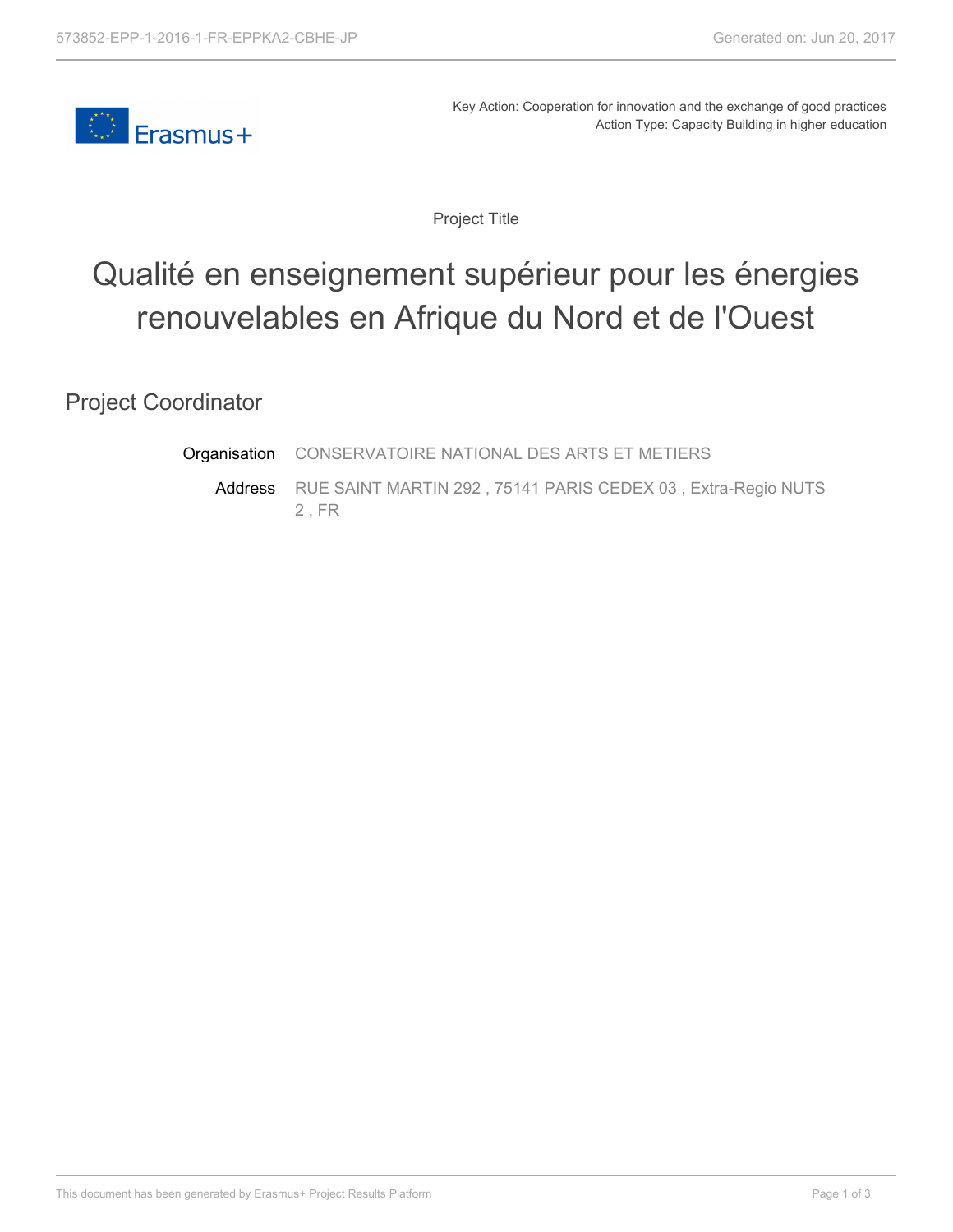Key Action: Cooperation for innovation and the exchange of good practices
Action Type: Capacity Building in higher education

Project Title

# Qualité en enseignement supérieur pour les énergies renouvelables en Afrique du Nord et de l'Ouest

## Project Coordinator

| | |
|---|---|
| Organisation | CONSERVATOIRE NATIONAL DES ARTS ET METIERS |
| Address | RUE SAINT MARTIN 292 , 75141 PARIS CEDEX 03 , Extra-Regio NUTS 2 , FR |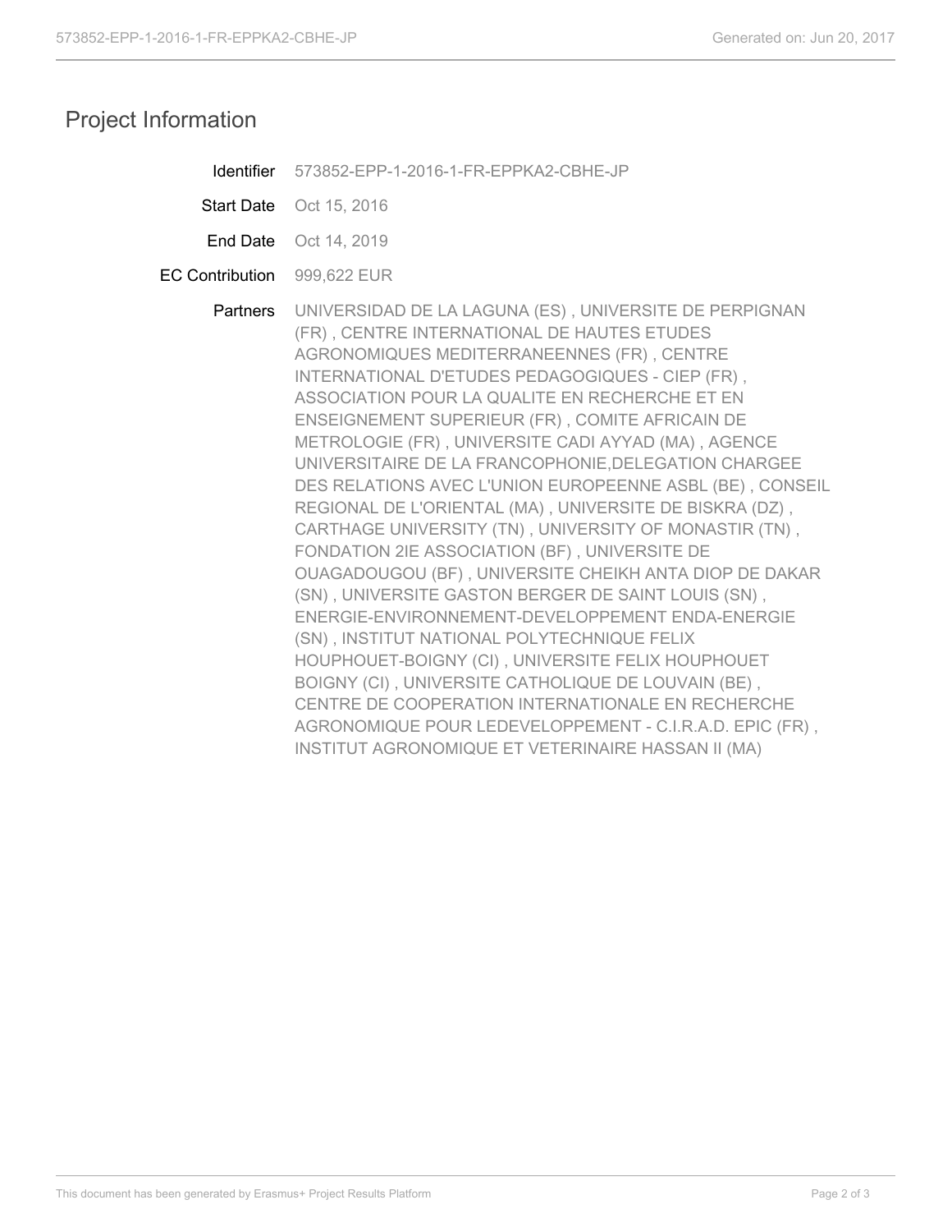## Project Information

**Identifier** 573852-EPP-1-2016-1-FR-EPPKA2-CBHE-JP

**Start Date** Oct 15, 2016

**End Date** Oct 14, 2019

**EC Contribution** 999,622 EUR

**Partners** UNIVERSIDAD DE LA LAGUNA (ES) , UNIVERSITE DE PERPIGNAN (FR) , CENTRE INTERNATIONAL DE HAUTES ETUDES AGRONOMIQUES MEDITERRANEENNES (FR) , CENTRE INTERNATIONAL D'ETUDES PEDAGOGIQUES - CIEP (FR) , ASSOCIATION POUR LA QUALITE EN RECHERCHE ET EN ENSEIGNEMENT SUPERIEUR (FR) , COMITE AFRICAIN DE METROLOGIE (FR) , UNIVERSITE CADI AYYAD (MA) , AGENCE UNIVERSITAIRE DE LA FRANCOPHONIE,DELEGATION CHARGEE DES RELATIONS AVEC L'UNION EUROPEENNE ASBL (BE) , CONSEIL REGIONAL DE L'ORIENTAL (MA) , UNIVERSITE DE BISKRA (DZ) , CARTHAGE UNIVERSITY (TN) , UNIVERSITY OF MONASTIR (TN) , FONDATION 2IE ASSOCIATION (BF) , UNIVERSITE DE OUAGADOUGOU (BF) , UNIVERSITE CHEIKH ANTA DIOP DE DAKAR (SN) , UNIVERSITE GASTON BERGER DE SAINT LOUIS (SN) , ENERGIE-ENVIRONNEMENT-DEVELOPPEMENT ENDA-ENERGIE (SN) , INSTITUT NATIONAL POLYTECHNIQUE FELIX HOUPHOUET-BOIGNY (CI) , UNIVERSITE FELIX HOUPHOUET BOIGNY (CI) , UNIVERSITE CATHOLIQUE DE LOUVAIN (BE) , CENTRE DE COOPERATION INTERNATIONALE EN RECHERCHE AGRONOMIQUE POUR LEDEVELOPPEMENT - C.I.R.A.D. EPIC (FR) , INSTITUT AGRONOMIQUE ET VETERINAIRE HASSAN II (MA)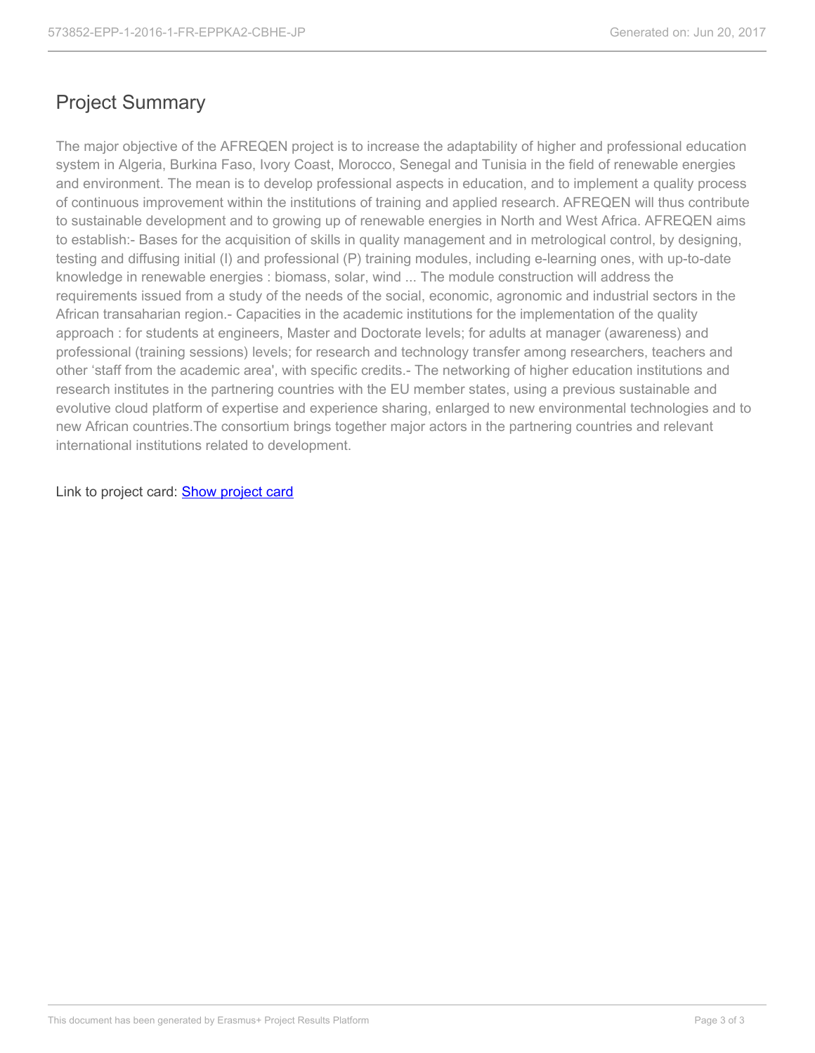## Project Summary

The major objective of the AFREQEN project is to increase the adaptability of higher and professional education system in Algeria, Burkina Faso, Ivory Coast, Morocco, Senegal and Tunisia in the field of renewable energies and environment. The mean is to develop professional aspects in education, and to implement a quality process of continuous improvement within the institutions of training and applied research. AFREQEN will thus contribute to sustainable development and to growing up of renewable energies in North and West Africa. AFREQEN aims to establish:- Bases for the acquisition of skills in quality management and in metrological control, by designing, testing and diffusing initial (I) and professional (P) training modules, including e-learning ones, with up-to-date knowledge in renewable energies : biomass, solar, wind ... The module construction will address the requirements issued from a study of the needs of the social, economic, agronomic and industrial sectors in the African transaharian region.- Capacities in the academic institutions for the implementation of the quality approach : for students at engineers, Master and Doctorate levels; for adults at manager (awareness) and professional (training sessions) levels; for research and technology transfer among researchers, teachers and other 'staff from the academic area', with specific credits.- The networking of higher education institutions and research institutes in the partnering countries with the EU member states, using a previous sustainable and evolutive cloud platform of expertise and experience sharing, enlarged to new environmental technologies and to new African countries.The consortium brings together major actors in the partnering countries and relevant international institutions related to development.

Link to project card: Show project card